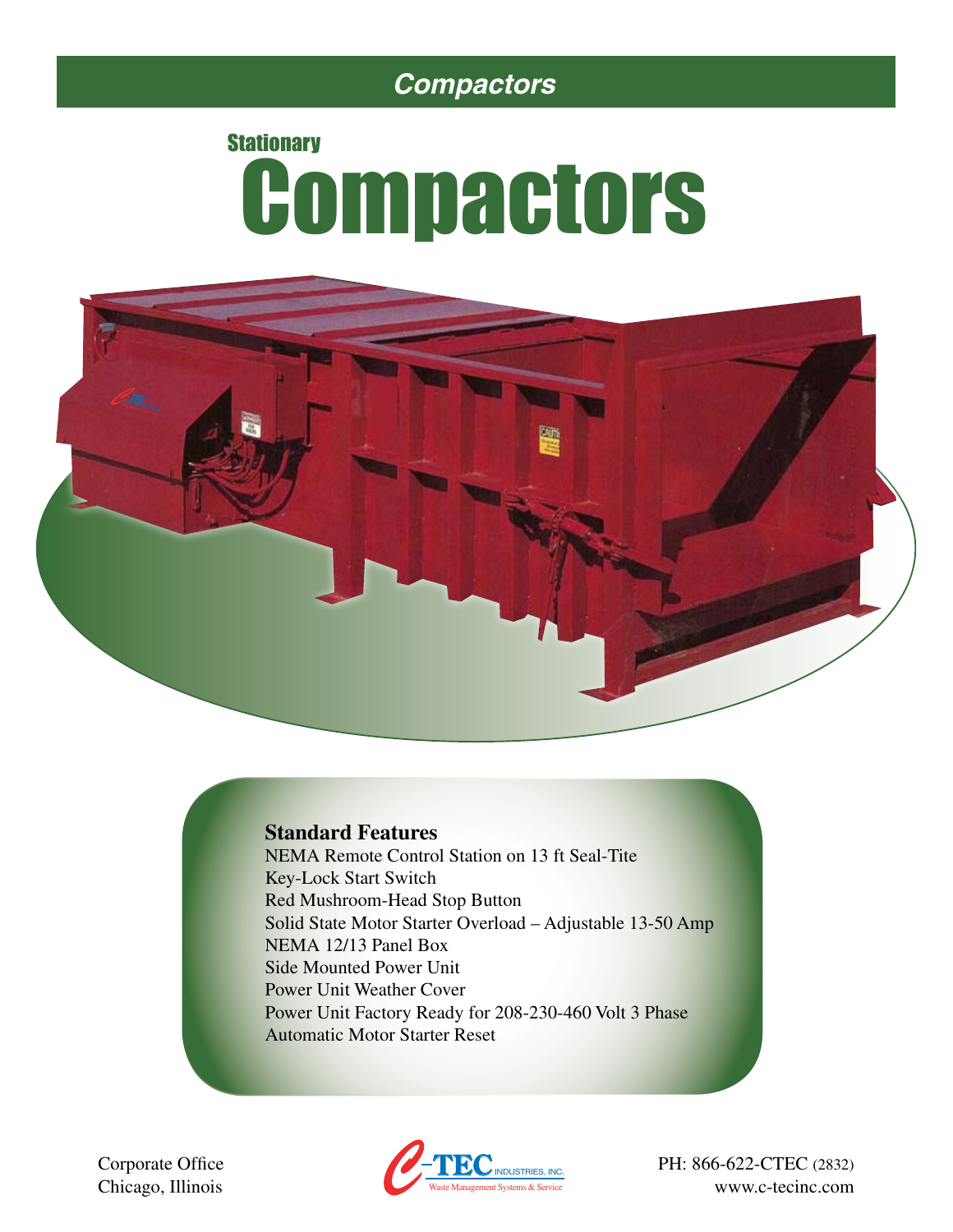# Compactors

## Stationary Compactors

### Standard Features

NEMA Remote Control Station on 13 ft Seal-Tite
Key-Lock Start Switch
Red Mushroom-Head Stop Button
Solid State Motor Starter Overload – Adjustable 13-50 Amp
NEMA 12/13 Panel Box
Side Mounted Power Unit
Power Unit Weather Cover
Power Unit Factory Ready for 208-230-460 Volt 3 Phase
Automatic Motor Starter Reset

Corporate Office
Chicago, Illinois

C-TEC INDUSTRIES, INC.
Waste Management Systems & Service

PH: 866-622-CTEC (2832)
www.c-tecinc.com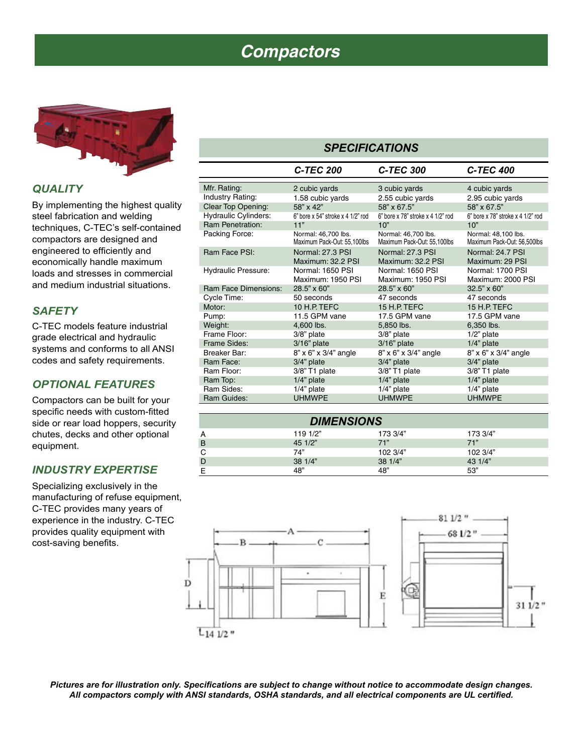# Compactors

## QUALITY

By implementing the highest quality steel fabrication and welding techniques, C-TEC's self-contained compactors are designed and engineered to efficiently and economically handle maximum loads and stresses in commercial and medium industrial situations.

## SAFETY

C-TEC models feature industrial grade electrical and hydraulic systems and conforms to all ANSI codes and safety requirements.

## OPTIONAL FEATURES

Compactors can be built for your specific needs with custom-fitted side or rear load hoppers, security chutes, decks and other optional equipment.

## INDUSTRY EXPERTISE

Specializing exclusively in the manufacturing of refuse equipment, C-TEC provides many years of experience in the industry. C-TEC provides quality equipment with cost-saving benefits.

## SPECIFICATIONS

| | C-TEC 200 | C-TEC 300 | C-TEC 400 |
|---|---|---|---|
| Mfr. Rating: | 2 cubic yards | 3 cubic yards | 4 cubic yards |
| Industry Rating: | 1.58 cubic yards | 2.55 cubic yards | 2.95 cubic yards |
| Clear Top Opening: | 58" x 42" | 58" x 67.5" | 58" x 67.5" |
| Hydraulic Cylinders: | 6" bore x 54" stroke x 4 1/2" rod | 6" bore x 78" stroke x 4 1/2" rod | 6" bore x 78" stroke x 4 1/2" rod |
| Ram Penetration: | 11" | 10" | 10" |
| Packing Force: | Normal: 46,700 lbs. Maximum Pack-Out: 55,100lbs | Normal: 46,700 lbs. Maximum Pack-Out: 55,100lbs | Normal: 48,100 lbs. Maximum Pack-Out: 56,500lbs |
| Ram Face PSI: | Normal: 27.3 PSI Maximum: 32.2 PSI | Normal: 27.3 PSI Maximum: 32.2 PSI | Normal: 24.7 PSI Maximum: 29 PSI |
| Hydraulic Pressure: | Normal: 1650 PSI Maximum: 1950 PSI | Normal: 1650 PSI Maximum: 1950 PSI | Normal: 1700 PSI Maximum: 2000 PSI |
| Ram Face Dimensions: | 28.5" x 60" | 28.5" x 60" | 32.5" x 60" |
| Cycle Time: | 50 seconds | 47 seconds | 47 seconds |
| Motor: | 10 H.P. TEFC | 15 H.P. TEFC | 15 H.P. TEFC |
| Pump: | 11.5 GPM vane | 17.5 GPM vane | 17.5 GPM vane |
| Weight: | 4,600 lbs. | 5,850 lbs. | 6,350 lbs. |
| Frame Floor: | 3/8" plate | 3/8" plate | 1/2" plate |
| Frame Sides: | 3/16" plate | 3/16" plate | 1/4" plate |
| Breaker Bar: | 8" x 6" x 3/4" angle | 8" x 6" x 3/4" angle | 8" x 6" x 3/4" angle |
| Ram Face: | 3/4" plate | 3/4" plate | 3/4" plate |
| Ram Floor: | 3/8" T1 plate | 3/8" T1 plate | 3/8" T1 plate |
| Ram Top: | 1/4" plate | 1/4" plate | 1/4" plate |
| Ram Sides: | 1/4" plate | 1/4" plate | 1/4" plate |
| Ram Guides: | UHMWPE | UHMWPE | UHMWPE |

## DIMENSIONS

| | C-TEC 200 | C-TEC 300 | C-TEC 400 |
|---|---|---|---|
| A | 119 1/2" | 173 3/4" | 173 3/4" |
| B | 45 1/2" | 71" | 71" |
| C | 74" | 102 3/4" | 102 3/4" |
| D | 38 1/4" | 38 1/4" | 43 1/4" |
| E | 48" | 48" | 53" |

A
B
C
D
E
14 1/2"
81 1/2"
68 1/2"
31 1/2"

***Pictures are for illustration only. Specifications are subject to change without notice to accommodate design changes. All compactors comply with ANSI standards, OSHA standards, and all electrical components are UL certified.***